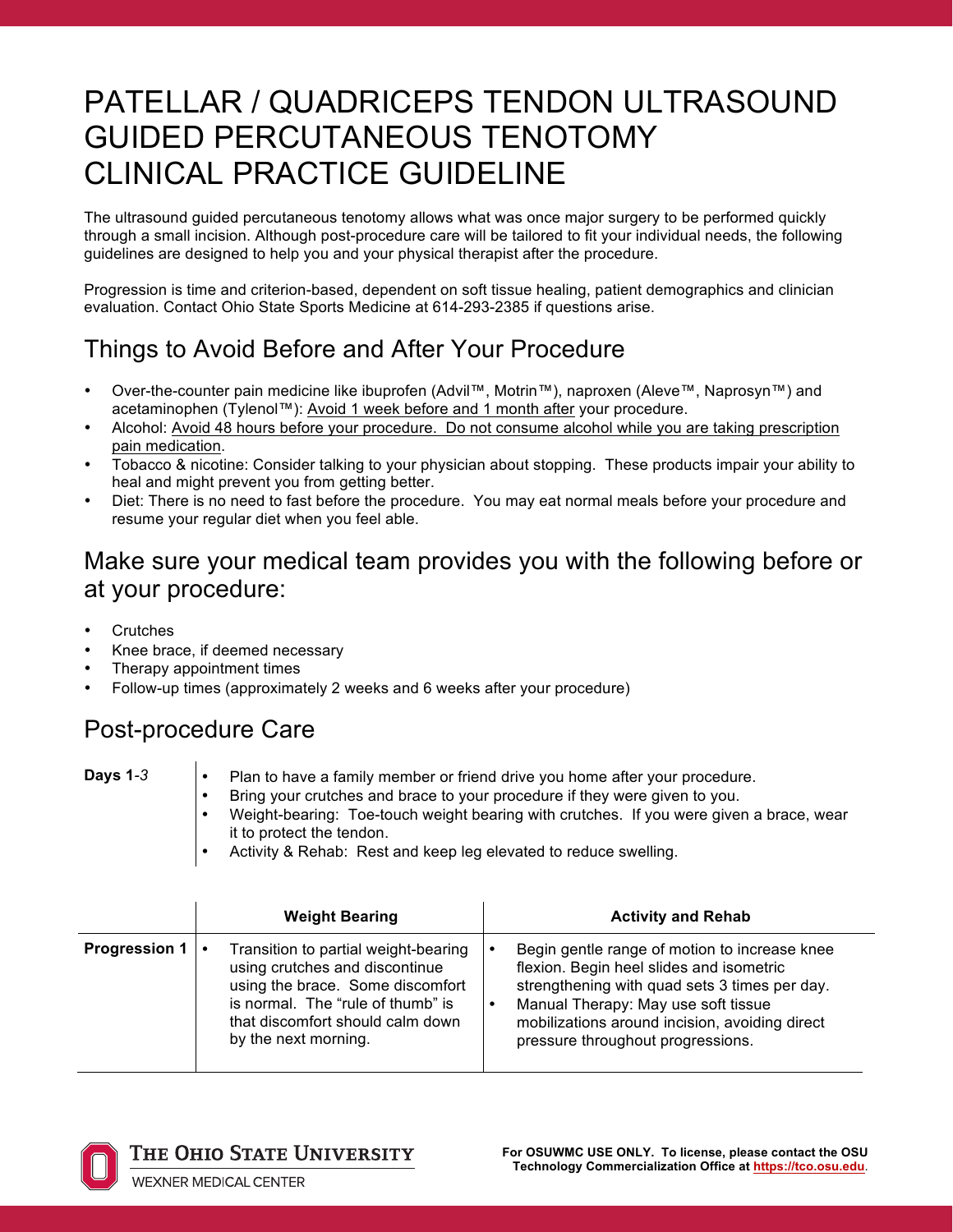# PATELLAR / QUADRICEPS TENDON ULTRASOUND GUIDED PERCUTANEOUS TENOTOMY CLINICAL PRACTICE GUIDELINE

The ultrasound guided percutaneous tenotomy allows what was once major surgery to be performed quickly through a small incision. Although post-procedure care will be tailored to fit your individual needs, the following guidelines are designed to help you and your physical therapist after the procedure.

Progression is time and criterion-based, dependent on soft tissue healing, patient demographics and clinician evaluation. Contact Ohio State Sports Medicine at 614-293-2385 if questions arise.

## Things to Avoid Before and After Your Procedure

- Over-the-counter pain medicine like ibuprofen (Advil™, Motrin™), naproxen (Aleve™, Naprosyn™) and acetaminophen (Tylenol™): Avoid 1 week before and 1 month after your procedure.
- Alcohol: Avoid 48 hours before your procedure. Do not consume alcohol while you are taking prescription pain medication.
- Tobacco & nicotine: Consider talking to your physician about stopping. These products impair your ability to heal and might prevent you from getting better.
- Diet: There is no need to fast before the procedure. You may eat normal meals before your procedure and resume your regular diet when you feel able.

## Make sure your medical team provides you with the following before or at your procedure:

- Crutches
- Knee brace, if deemed necessary
- Therapy appointment times
- Follow-up times (approximately 2 weeks and 6 weeks after your procedure)

## Post-procedure Care

**Days 1**-*3*

- Plan to have a family member or friend drive you home after your procedure.
- Bring your crutches and brace to your procedure if they were given to you.
- Weight-bearing: Toe-touch weight bearing with crutches. If you were given a brace, wear it to protect the tendon.
- Activity & Rehab: Rest and keep leg elevated to reduce swelling.

| | Weight Bearing | Activity and Rehab |
|---|---|---|
| **Progression 1** | • Transition to partial weight-bearing using crutches and discontinue using the brace. Some discomfort is normal. The "rule of thumb" is that discomfort should calm down by the next morning. | • Begin gentle range of motion to increase knee flexion. Begin heel slides and isometric strengthening with quad sets 3 times per day.<br>• Manual Therapy: May use soft tissue mobilizations around incision, avoiding direct pressure throughout progressions. |

For OSUWMC USE ONLY. To license, please contact the OSU Technology Commercialization Office at https://tco.osu.edu.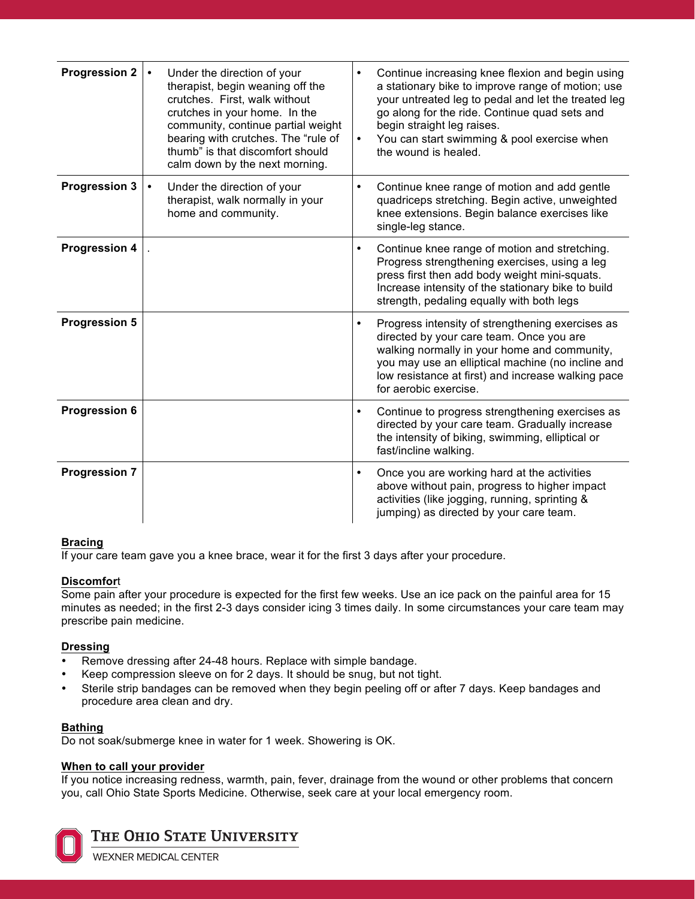| | | |
|---|---|---|
| **Progression 2** | • Under the direction of your therapist, begin weaning off the crutches. First, walk without crutches in your home. In the community, continue partial weight bearing with crutches. The "rule of thumb" is that discomfort should calm down by the next morning. | • Continue increasing knee flexion and begin using a stationary bike to improve range of motion; use your untreated leg to pedal and let the treated leg go along for the ride. Continue quad sets and begin straight leg raises.<br>• You can start swimming & pool exercise when the wound is healed. |
| **Progression 3** | • Under the direction of your therapist, walk normally in your home and community. | • Continue knee range of motion and add gentle quadriceps stretching. Begin active, unweighted knee extensions. Begin balance exercises like single-leg stance. |
| **Progression 4** | . | • Continue knee range of motion and stretching. Progress strengthening exercises, using a leg press first then add body weight mini-squats. Increase intensity of the stationary bike to build strength, pedaling equally with both legs |
| **Progression 5** | | • Progress intensity of strengthening exercises as directed by your care team. Once you are walking normally in your home and community, you may use an elliptical machine (no incline and low resistance at first) and increase walking pace for aerobic exercise. |
| **Progression 6** | | • Continue to progress strengthening exercises as directed by your care team. Gradually increase the intensity of biking, swimming, elliptical or fast/incline walking. |
| **Progression 7** | | • Once you are working hard at the activities above without pain, progress to higher impact activities (like jogging, running, sprinting & jumping) as directed by your care team. |

**Bracing**

If your care team gave you a knee brace, wear it for the first 3 days after your procedure.

**Discomfort**

Some pain after your procedure is expected for the first few weeks. Use an ice pack on the painful area for 15 minutes as needed; in the first 2-3 days consider icing 3 times daily. In some circumstances your care team may prescribe pain medicine.

**Dressing**

- Remove dressing after 24-48 hours. Replace with simple bandage.
- Keep compression sleeve on for 2 days. It should be snug, but not tight.
- Sterile strip bandages can be removed when they begin peeling off or after 7 days. Keep bandages and procedure area clean and dry.

**Bathing**

Do not soak/submerge knee in water for 1 week. Showering is OK.

**When to call your provider**

If you notice increasing redness, warmth, pain, fever, drainage from the wound or other problems that concern you, call Ohio State Sports Medicine. Otherwise, seek care at your local emergency room.

THE OHIO STATE UNIVERSITY

WEXNER MEDICAL CENTER